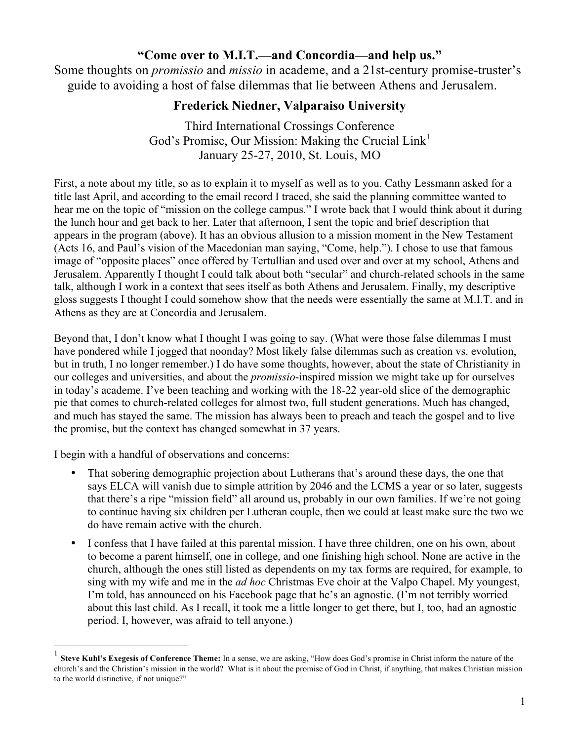# "Come over to M.I.T.—and Concordia—and help us."

Some thoughts on *promissio* and *missio* in academe, and a 21st-century promise-truster's guide to avoiding a host of false dilemmas that lie between Athens and Jerusalem.

## Frederick Niedner, Valparaiso University

Third International Crossings Conference
God's Promise, Our Mission: Making the Crucial Link[1]
January 25-27, 2010, St. Louis, MO

First, a note about my title, so as to explain it to myself as well as to you. Cathy Lessmann asked for a title last April, and according to the email record I traced, she said the planning committee wanted to hear me on the topic of "mission on the college campus." I wrote back that I would think about it during the lunch hour and get back to her. Later that afternoon, I sent the topic and brief description that appears in the program (above). It has an obvious allusion to a mission moment in the New Testament (Acts 16, and Paul's vision of the Macedonian man saying, "Come, help."). I chose to use that famous image of "opposite places" once offered by Tertullian and used over and over at my school, Athens and Jerusalem. Apparently I thought I could talk about both "secular" and church-related schools in the same talk, although I work in a context that sees itself as both Athens and Jerusalem. Finally, my descriptive gloss suggests I thought I could somehow show that the needs were essentially the same at M.I.T. and in Athens as they are at Concordia and Jerusalem.

Beyond that, I don't know what I thought I was going to say. (What were those false dilemmas I must have pondered while I jogged that noonday? Most likely false dilemmas such as creation vs. evolution, but in truth, I no longer remember.) I do have some thoughts, however, about the state of Christianity in our colleges and universities, and about the *promissio*-inspired mission we might take up for ourselves in today's academe. I've been teaching and working with the 18-22 year-old slice of the demographic pie that comes to church-related colleges for almost two, full student generations. Much has changed, and much has stayed the same. The mission has always been to preach and teach the gospel and to live the promise, but the context has changed somewhat in 37 years.

I begin with a handful of observations and concerns:

- That sobering demographic projection about Lutherans that's around these days, the one that says ELCA will vanish due to simple attrition by 2046 and the LCMS a year or so later, suggests that there's a ripe "mission field" all around us, probably in our own families. If we're not going to continue having six children per Lutheran couple, then we could at least make sure the two we do have remain active with the church.
- I confess that I have failed at this parental mission. I have three children, one on his own, about to become a parent himself, one in college, and one finishing high school. None are active in the church, although the ones still listed as dependents on my tax forms are required, for example, to sing with my wife and me in the *ad hoc* Christmas Eve choir at the Valpo Chapel. My youngest, I'm told, has announced on his Facebook page that he's an agnostic. (I'm not terribly worried about this last child. As I recall, it took me a little longer to get there, but I, too, had an agnostic period. I, however, was afraid to tell anyone.)

---

[1] **Steve Kuhl's Exegesis of Conference Theme:** In a sense, we are asking, "How does God's promise in Christ inform the nature of the church's and the Christian's mission in the world? What is it about the promise of God in Christ, if anything, that makes Christian mission to the world distinctive, if not unique?"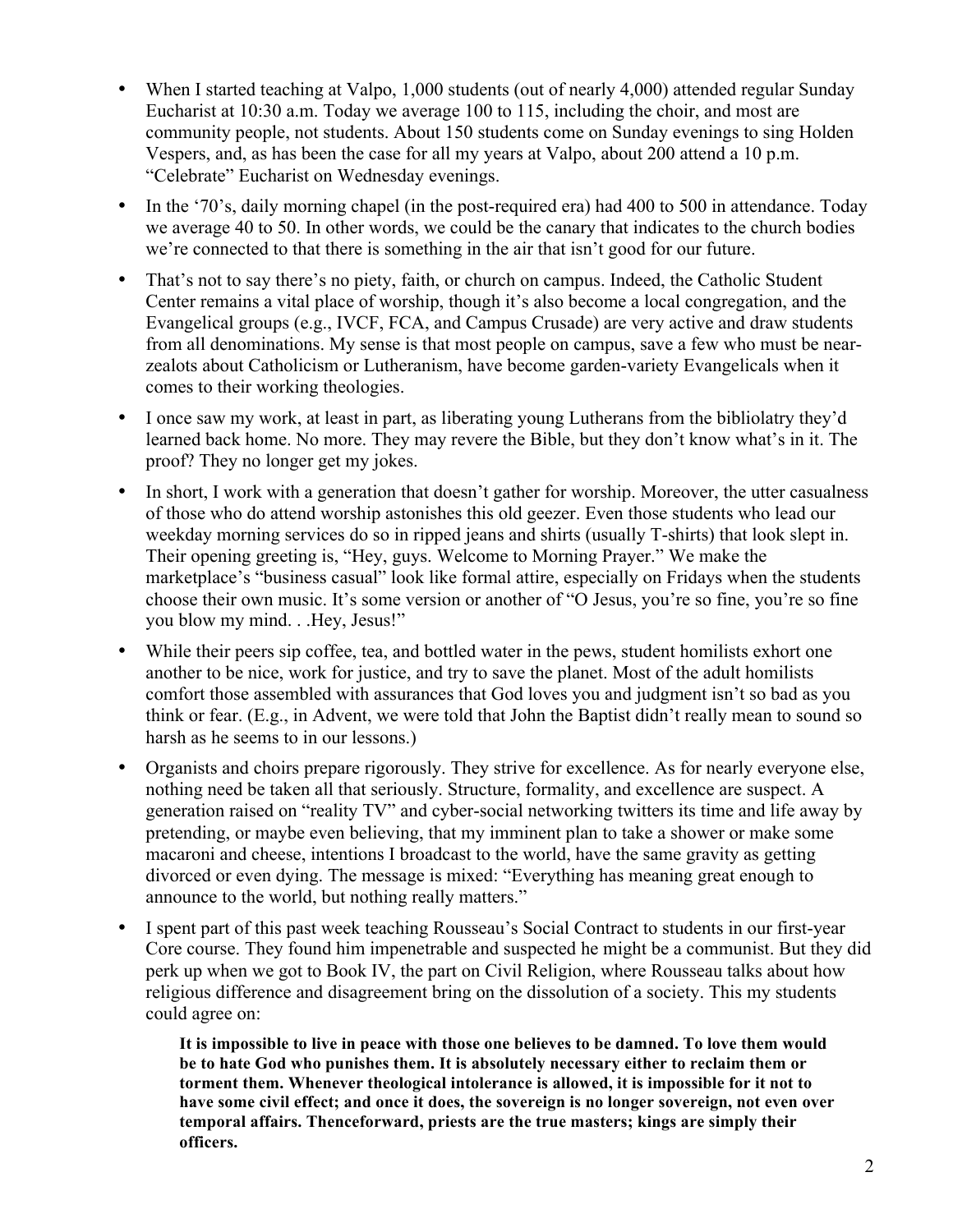- When I started teaching at Valpo, 1,000 students (out of nearly 4,000) attended regular Sunday Eucharist at 10:30 a.m. Today we average 100 to 115, including the choir, and most are community people, not students. About 150 students come on Sunday evenings to sing Holden Vespers, and, as has been the case for all my years at Valpo, about 200 attend a 10 p.m. "Celebrate" Eucharist on Wednesday evenings.
- In the '70's, daily morning chapel (in the post-required era) had 400 to 500 in attendance. Today we average 40 to 50. In other words, we could be the canary that indicates to the church bodies we're connected to that there is something in the air that isn't good for our future.
- That's not to say there's no piety, faith, or church on campus. Indeed, the Catholic Student Center remains a vital place of worship, though it's also become a local congregation, and the Evangelical groups (e.g., IVCF, FCA, and Campus Crusade) are very active and draw students from all denominations. My sense is that most people on campus, save a few who must be near-zealots about Catholicism or Lutheranism, have become garden-variety Evangelicals when it comes to their working theologies.
- I once saw my work, at least in part, as liberating young Lutherans from the bibliolatry they'd learned back home. No more. They may revere the Bible, but they don't know what's in it. The proof? They no longer get my jokes.
- In short, I work with a generation that doesn't gather for worship. Moreover, the utter casualness of those who do attend worship astonishes this old geezer. Even those students who lead our weekday morning services do so in ripped jeans and shirts (usually T-shirts) that look slept in. Their opening greeting is, "Hey, guys. Welcome to Morning Prayer." We make the marketplace's "business casual" look like formal attire, especially on Fridays when the students choose their own music. It's some version or another of "O Jesus, you're so fine, you're so fine you blow my mind. . .Hey, Jesus!"
- While their peers sip coffee, tea, and bottled water in the pews, student homilists exhort one another to be nice, work for justice, and try to save the planet. Most of the adult homilists comfort those assembled with assurances that God loves you and judgment isn't so bad as you think or fear. (E.g., in Advent, we were told that John the Baptist didn't really mean to sound so harsh as he seems to in our lessons.)
- Organists and choirs prepare rigorously. They strive for excellence. As for nearly everyone else, nothing need be taken all that seriously. Structure, formality, and excellence are suspect. A generation raised on "reality TV" and cyber-social networking twitters its time and life away by pretending, or maybe even believing, that my imminent plan to take a shower or make some macaroni and cheese, intentions I broadcast to the world, have the same gravity as getting divorced or even dying. The message is mixed: "Everything has meaning great enough to announce to the world, but nothing really matters."
- I spent part of this past week teaching Rousseau's Social Contract to students in our first-year Core course. They found him impenetrable and suspected he might be a communist. But they did perk up when we got to Book IV, the part on Civil Religion, where Rousseau talks about how religious difference and disagreement bring on the dissolution of a society. This my students could agree on:

  > **It is impossible to live in peace with those one believes to be damned. To love them would be to hate God who punishes them. It is absolutely necessary either to reclaim them or torment them. Whenever theological intolerance is allowed, it is impossible for it not to have some civil effect; and once it does, the sovereign is no longer sovereign, not even over temporal affairs. Thenceforward, priests are the true masters; kings are simply their officers.**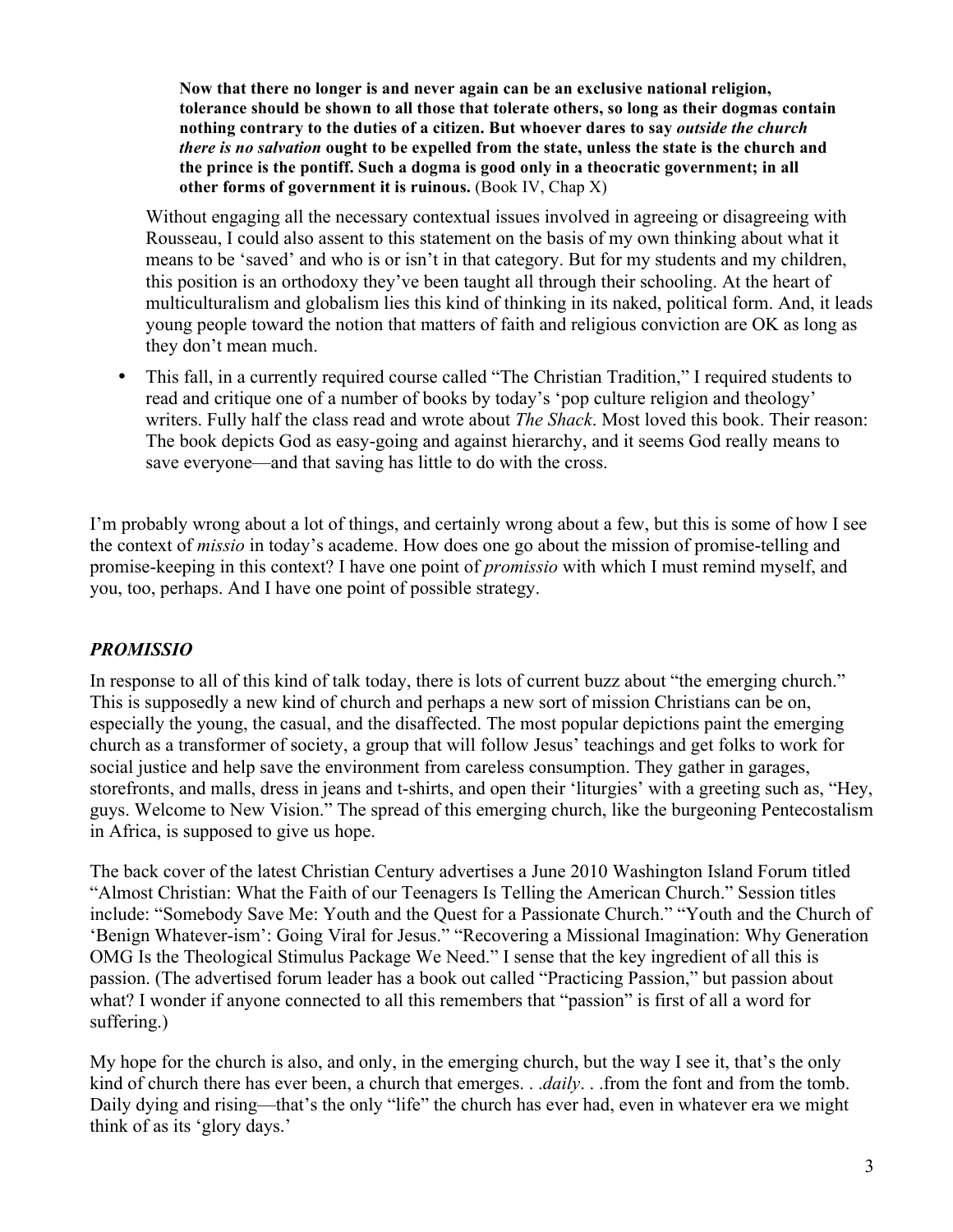> **Now that there no longer is and never again can be an exclusive national religion, tolerance should be shown to all those that tolerate others, so long as their dogmas contain nothing contrary to the duties of a citizen. But whoever dares to say *outside the church there is no salvation* ought to be expelled from the state, unless the state is the church and the prince is the pontiff. Such a dogma is good only in a theocratic government; in all other forms of government it is ruinous.** (Book IV, Chap X)

Without engaging all the necessary contextual issues involved in agreeing or disagreeing with Rousseau, I could also assent to this statement on the basis of my own thinking about what it means to be 'saved' and who is or isn't in that category. But for my students and my children, this position is an orthodoxy they've been taught all through their schooling. At the heart of multiculturalism and globalism lies this kind of thinking in its naked, political form. And, it leads young people toward the notion that matters of faith and religious conviction are OK as long as they don't mean much.

- This fall, in a currently required course called "The Christian Tradition," I required students to read and critique one of a number of books by today's 'pop culture religion and theology' writers. Fully half the class read and wrote about *The Shack*. Most loved this book. Their reason: The book depicts God as easy-going and against hierarchy, and it seems God really means to save everyone—and that saving has little to do with the cross.

I'm probably wrong about a lot of things, and certainly wrong about a few, but this is some of how I see the context of *missio* in today's academe. How does one go about the mission of promise-telling and promise-keeping in this context? I have one point of *promissio* with which I must remind myself, and you, too, perhaps. And I have one point of possible strategy.

## *PROMISSIO*

In response to all of this kind of talk today, there is lots of current buzz about "the emerging church." This is supposedly a new kind of church and perhaps a new sort of mission Christians can be on, especially the young, the casual, and the disaffected. The most popular depictions paint the emerging church as a transformer of society, a group that will follow Jesus' teachings and get folks to work for social justice and help save the environment from careless consumption. They gather in garages, storefronts, and malls, dress in jeans and t-shirts, and open their 'liturgies' with a greeting such as, "Hey, guys. Welcome to New Vision." The spread of this emerging church, like the burgeoning Pentecostalism in Africa, is supposed to give us hope.

The back cover of the latest Christian Century advertises a June 2010 Washington Island Forum titled "Almost Christian: What the Faith of our Teenagers Is Telling the American Church." Session titles include: "Somebody Save Me: Youth and the Quest for a Passionate Church." "Youth and the Church of 'Benign Whatever-ism': Going Viral for Jesus." "Recovering a Missional Imagination: Why Generation OMG Is the Theological Stimulus Package We Need." I sense that the key ingredient of all this is passion. (The advertised forum leader has a book out called "Practicing Passion," but passion about what? I wonder if anyone connected to all this remembers that "passion" is first of all a word for suffering.)

My hope for the church is also, and only, in the emerging church, but the way I see it, that's the only kind of church there has ever been, a church that emerges. . .*daily*. . .from the font and from the tomb. Daily dying and rising—that's the only "life" the church has ever had, even in whatever era we might think of as its 'glory days.'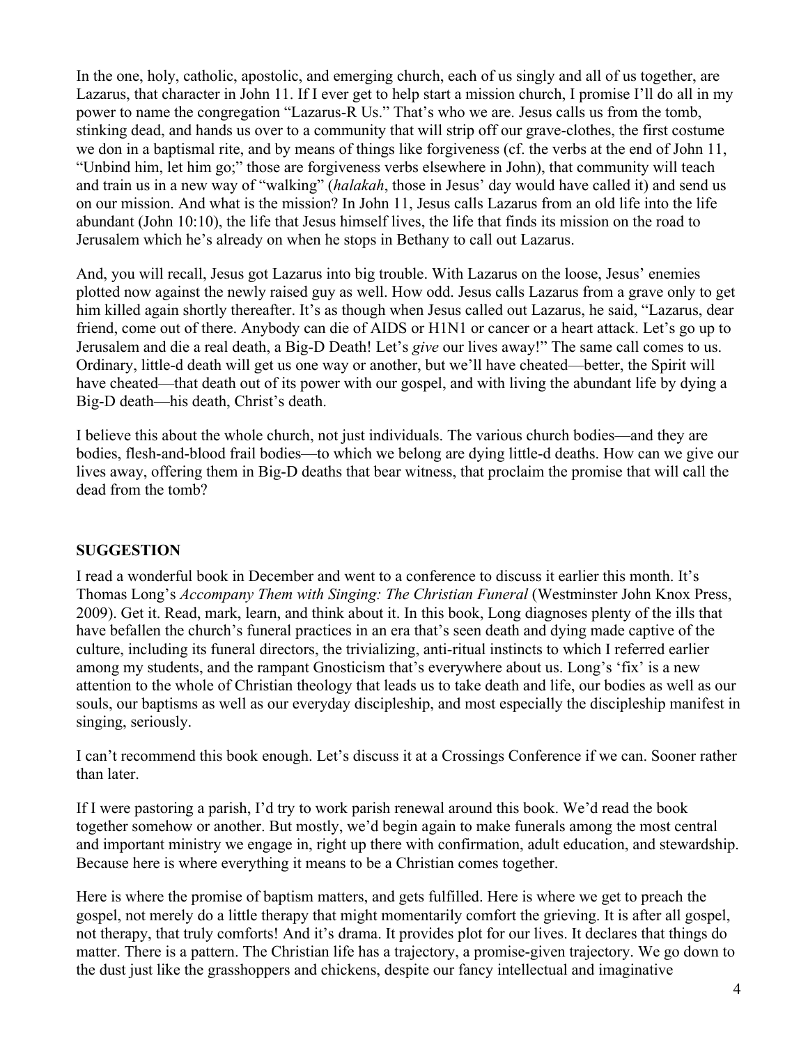In the one, holy, catholic, apostolic, and emerging church, each of us singly and all of us together, are Lazarus, that character in John 11. If I ever get to help start a mission church, I promise I'll do all in my power to name the congregation "Lazarus-R Us." That's who we are. Jesus calls us from the tomb, stinking dead, and hands us over to a community that will strip off our grave-clothes, the first costume we don in a baptismal rite, and by means of things like forgiveness (cf. the verbs at the end of John 11, "Unbind him, let him go;" those are forgiveness verbs elsewhere in John), that community will teach and train us in a new way of "walking" (*halakah*, those in Jesus' day would have called it) and send us on our mission. And what is the mission? In John 11, Jesus calls Lazarus from an old life into the life abundant (John 10:10), the life that Jesus himself lives, the life that finds its mission on the road to Jerusalem which he's already on when he stops in Bethany to call out Lazarus.

And, you will recall, Jesus got Lazarus into big trouble. With Lazarus on the loose, Jesus' enemies plotted now against the newly raised guy as well. How odd. Jesus calls Lazarus from a grave only to get him killed again shortly thereafter. It's as though when Jesus called out Lazarus, he said, "Lazarus, dear friend, come out of there. Anybody can die of AIDS or H1N1 or cancer or a heart attack. Let's go up to Jerusalem and die a real death, a Big-D Death! Let's *give* our lives away!" The same call comes to us. Ordinary, little-d death will get us one way or another, but we'll have cheated—better, the Spirit will have cheated—that death out of its power with our gospel, and with living the abundant life by dying a Big-D death—his death, Christ's death.

I believe this about the whole church, not just individuals. The various church bodies—and they are bodies, flesh-and-blood frail bodies—to which we belong are dying little-d deaths. How can we give our lives away, offering them in Big-D deaths that bear witness, that proclaim the promise that will call the dead from the tomb?

## SUGGESTION

I read a wonderful book in December and went to a conference to discuss it earlier this month. It's Thomas Long's *Accompany Them with Singing: The Christian Funeral* (Westminster John Knox Press, 2009). Get it. Read, mark, learn, and think about it. In this book, Long diagnoses plenty of the ills that have befallen the church's funeral practices in an era that's seen death and dying made captive of the culture, including its funeral directors, the trivializing, anti-ritual instincts to which I referred earlier among my students, and the rampant Gnosticism that's everywhere about us. Long's 'fix' is a new attention to the whole of Christian theology that leads us to take death and life, our bodies as well as our souls, our baptisms as well as our everyday discipleship, and most especially the discipleship manifest in singing, seriously.

I can't recommend this book enough. Let's discuss it at a Crossings Conference if we can. Sooner rather than later.

If I were pastoring a parish, I'd try to work parish renewal around this book. We'd read the book together somehow or another. But mostly, we'd begin again to make funerals among the most central and important ministry we engage in, right up there with confirmation, adult education, and stewardship. Because here is where everything it means to be a Christian comes together.

Here is where the promise of baptism matters, and gets fulfilled. Here is where we get to preach the gospel, not merely do a little therapy that might momentarily comfort the grieving. It is after all gospel, not therapy, that truly comforts! And it's drama. It provides plot for our lives. It declares that things do matter. There is a pattern. The Christian life has a trajectory, a promise-given trajectory. We go down to the dust just like the grasshoppers and chickens, despite our fancy intellectual and imaginative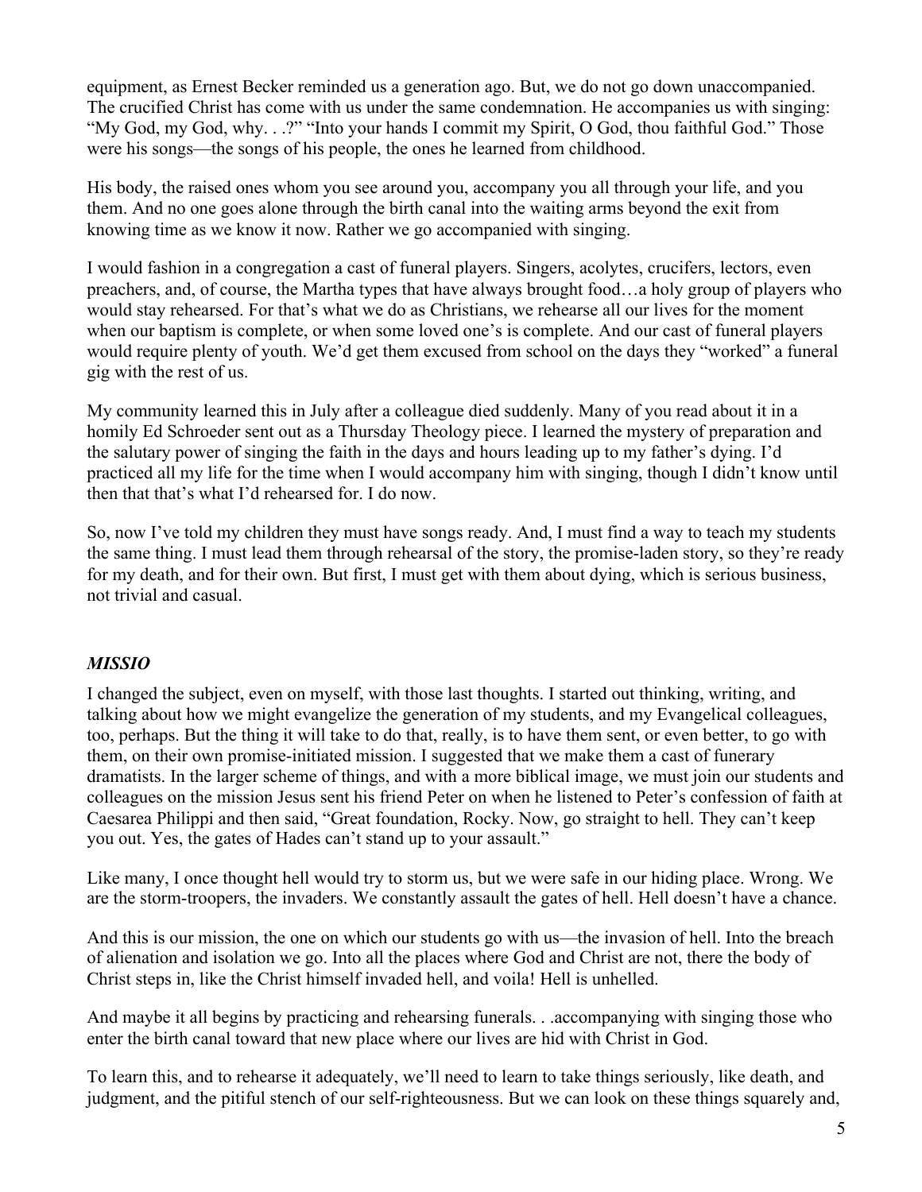equipment, as Ernest Becker reminded us a generation ago. But, we do not go down unaccompanied. The crucified Christ has come with us under the same condemnation. He accompanies us with singing: "My God, my God, why. . .?" "Into your hands I commit my Spirit, O God, thou faithful God." Those were his songs—the songs of his people, the ones he learned from childhood.

His body, the raised ones whom you see around you, accompany you all through your life, and you them. And no one goes alone through the birth canal into the waiting arms beyond the exit from knowing time as we know it now. Rather we go accompanied with singing.

I would fashion in a congregation a cast of funeral players. Singers, acolytes, crucifers, lectors, even preachers, and, of course, the Martha types that have always brought food…a holy group of players who would stay rehearsed. For that's what we do as Christians, we rehearse all our lives for the moment when our baptism is complete, or when some loved one's is complete. And our cast of funeral players would require plenty of youth. We'd get them excused from school on the days they "worked" a funeral gig with the rest of us.

My community learned this in July after a colleague died suddenly. Many of you read about it in a homily Ed Schroeder sent out as a Thursday Theology piece. I learned the mystery of preparation and the salutary power of singing the faith in the days and hours leading up to my father's dying. I'd practiced all my life for the time when I would accompany him with singing, though I didn't know until then that that's what I'd rehearsed for. I do now.

So, now I've told my children they must have songs ready. And, I must find a way to teach my students the same thing. I must lead them through rehearsal of the story, the promise-laden story, so they're ready for my death, and for their own. But first, I must get with them about dying, which is serious business, not trivial and casual.

### *MISSIO*

I changed the subject, even on myself, with those last thoughts. I started out thinking, writing, and talking about how we might evangelize the generation of my students, and my Evangelical colleagues, too, perhaps. But the thing it will take to do that, really, is to have them sent, or even better, to go with them, on their own promise-initiated mission. I suggested that we make them a cast of funerary dramatists. In the larger scheme of things, and with a more biblical image, we must join our students and colleagues on the mission Jesus sent his friend Peter on when he listened to Peter's confession of faith at Caesarea Philippi and then said, "Great foundation, Rocky. Now, go straight to hell. They can't keep you out. Yes, the gates of Hades can't stand up to your assault."

Like many, I once thought hell would try to storm us, but we were safe in our hiding place. Wrong. We are the storm-troopers, the invaders. We constantly assault the gates of hell. Hell doesn't have a chance.

And this is our mission, the one on which our students go with us—the invasion of hell. Into the breach of alienation and isolation we go. Into all the places where God and Christ are not, there the body of Christ steps in, like the Christ himself invaded hell, and voila! Hell is unhelled.

And maybe it all begins by practicing and rehearsing funerals. . .accompanying with singing those who enter the birth canal toward that new place where our lives are hid with Christ in God.

To learn this, and to rehearse it adequately, we'll need to learn to take things seriously, like death, and judgment, and the pitiful stench of our self-righteousness. But we can look on these things squarely and,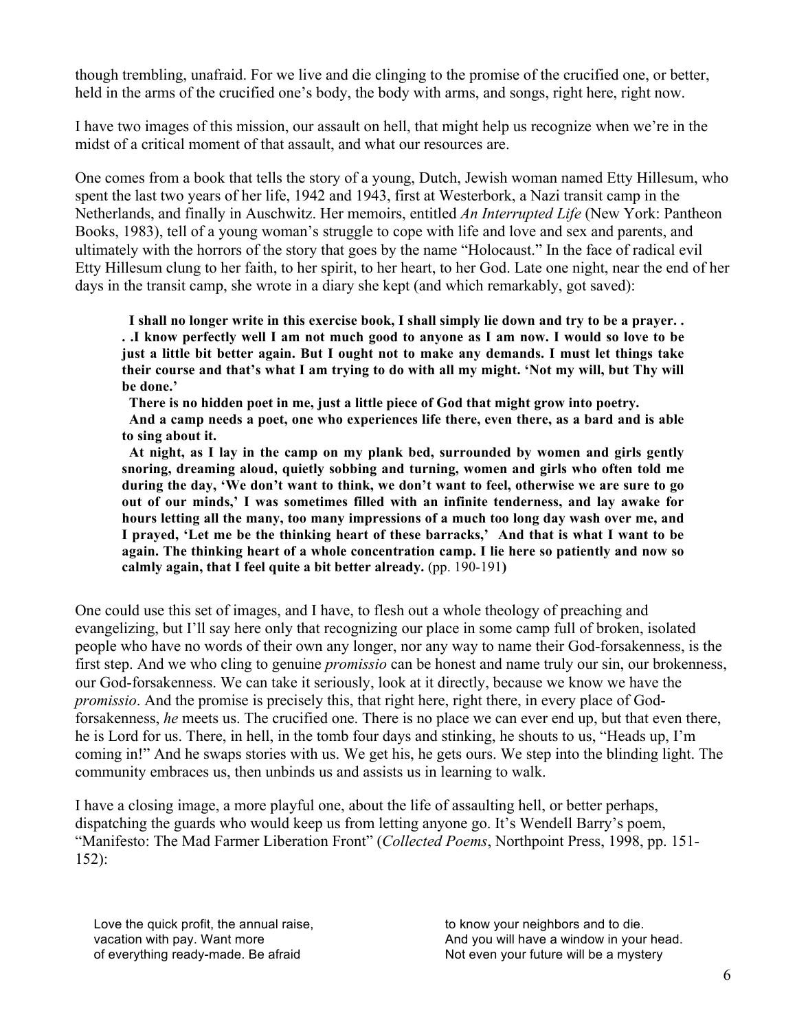though trembling, unafraid. For we live and die clinging to the promise of the crucified one, or better, held in the arms of the crucified one's body, the body with arms, and songs, right here, right now.

I have two images of this mission, our assault on hell, that might help us recognize when we're in the midst of a critical moment of that assault, and what our resources are.

One comes from a book that tells the story of a young, Dutch, Jewish woman named Etty Hillesum, who spent the last two years of her life, 1942 and 1943, first at Westerbork, a Nazi transit camp in the Netherlands, and finally in Auschwitz. Her memoirs, entitled *An Interrupted Life* (New York: Pantheon Books, 1983), tell of a young woman's struggle to cope with life and love and sex and parents, and ultimately with the horrors of the story that goes by the name "Holocaust." In the face of radical evil Etty Hillesum clung to her faith, to her spirit, to her heart, to her God. Late one night, near the end of her days in the transit camp, she wrote in a diary she kept (and which remarkably, got saved):

> **I shall no longer write in this exercise book, I shall simply lie down and try to be a prayer. . . .I know perfectly well I am not much good to anyone as I am now. I would so love to be just a little bit better again. But I ought not to make any demands. I must let things take their course and that's what I am trying to do with all my might. 'Not my will, but Thy will be done.'**
>
> **There is no hidden poet in me, just a little piece of God that might grow into poetry.**
>
> **And a camp needs a poet, one who experiences life there, even there, as a bard and is able to sing about it.**
>
> **At night, as I lay in the camp on my plank bed, surrounded by women and girls gently snoring, dreaming aloud, quietly sobbing and turning, women and girls who often told me during the day, 'We don't want to think, we don't want to feel, otherwise we are sure to go out of our minds,' I was sometimes filled with an infinite tenderness, and lay awake for hours letting all the many, too many impressions of a much too long day wash over me, and I prayed, 'Let me be the thinking heart of these barracks,' And that is what I want to be again. The thinking heart of a whole concentration camp. I lie here so patiently and now so calmly again, that I feel quite a bit better already.** (pp. 190-191)

One could use this set of images, and I have, to flesh out a whole theology of preaching and evangelizing, but I'll say here only that recognizing our place in some camp full of broken, isolated people who have no words of their own any longer, nor any way to name their God-forsakenness, is the first step. And we who cling to genuine *promissio* can be honest and name truly our sin, our brokenness, our God-forsakenness. We can take it seriously, look at it directly, because we know we have the *promissio*. And the promise is precisely this, that right here, right there, in every place of God-forsakenness, *he* meets us. The crucified one. There is no place we can ever end up, but that even there, he is Lord for us. There, in hell, in the tomb four days and stinking, he shouts to us, "Heads up, I'm coming in!" And he swaps stories with us. We get his, he gets ours. We step into the blinding light. The community embraces us, then unbinds us and assists us in learning to walk.

I have a closing image, a more playful one, about the life of assaulting hell, or better perhaps, dispatching the guards who would keep us from letting anyone go. It's Wendell Barry's poem, "Manifesto: The Mad Farmer Liberation Front" (*Collected Poems*, Northpoint Press, 1998, pp. 151-152):

> Love the quick profit, the annual raise,
> vacation with pay. Want more
> of everything ready-made. Be afraid
> to know your neighbors and to die.
> And you will have a window in your head.
> Not even your future will be a mystery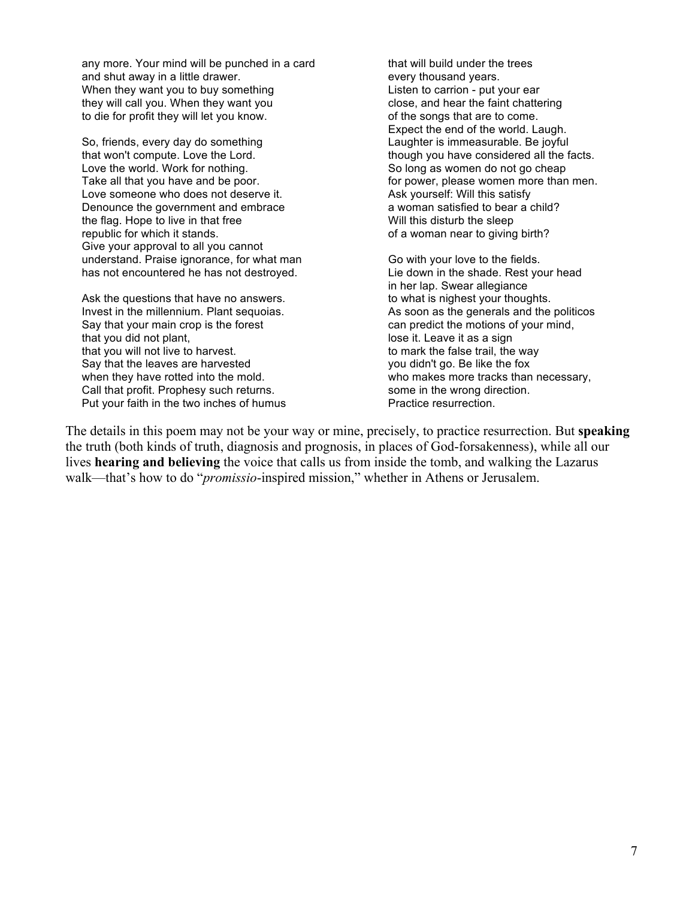any more. Your mind will be punched in a card
and shut away in a little drawer.
When they want you to buy something
they will call you. When they want you
to die for profit they will let you know.

So, friends, every day do something
that won't compute. Love the Lord.
Love the world. Work for nothing.
Take all that you have and be poor.
Love someone who does not deserve it.
Denounce the government and embrace
the flag. Hope to live in that free
republic for which it stands.
Give your approval to all you cannot
understand. Praise ignorance, for what man
has not encountered he has not destroyed.

Ask the questions that have no answers.
Invest in the millennium. Plant sequoias.
Say that your main crop is the forest
that you did not plant,
that you will not live to harvest.
Say that the leaves are harvested
when they have rotted into the mold.
Call that profit. Prophesy such returns.
Put your faith in the two inches of humus
that will build under the trees
every thousand years.
Listen to carrion - put your ear
close, and hear the faint chattering
of the songs that are to come.
Expect the end of the world. Laugh.
Laughter is immeasurable. Be joyful
though you have considered all the facts.
So long as women do not go cheap
for power, please women more than men.
Ask yourself: Will this satisfy
a woman satisfied to bear a child?
Will this disturb the sleep
of a woman near to giving birth?

Go with your love to the fields.
Lie down in the shade. Rest your head
in her lap. Swear allegiance
to what is nighest your thoughts.
As soon as the generals and the politicos
can predict the motions of your mind,
lose it. Leave it as a sign
to mark the false trail, the way
you didn't go. Be like the fox
who makes more tracks than necessary,
some in the wrong direction.
Practice resurrection.

The details in this poem may not be your way or mine, precisely, to practice resurrection. But **speaking** the truth (both kinds of truth, diagnosis and prognosis, in places of God-forsakenness), while all our lives **hearing and believing** the voice that calls us from inside the tomb, and walking the Lazarus walk—that's how to do "*promissio*-inspired mission," whether in Athens or Jerusalem.